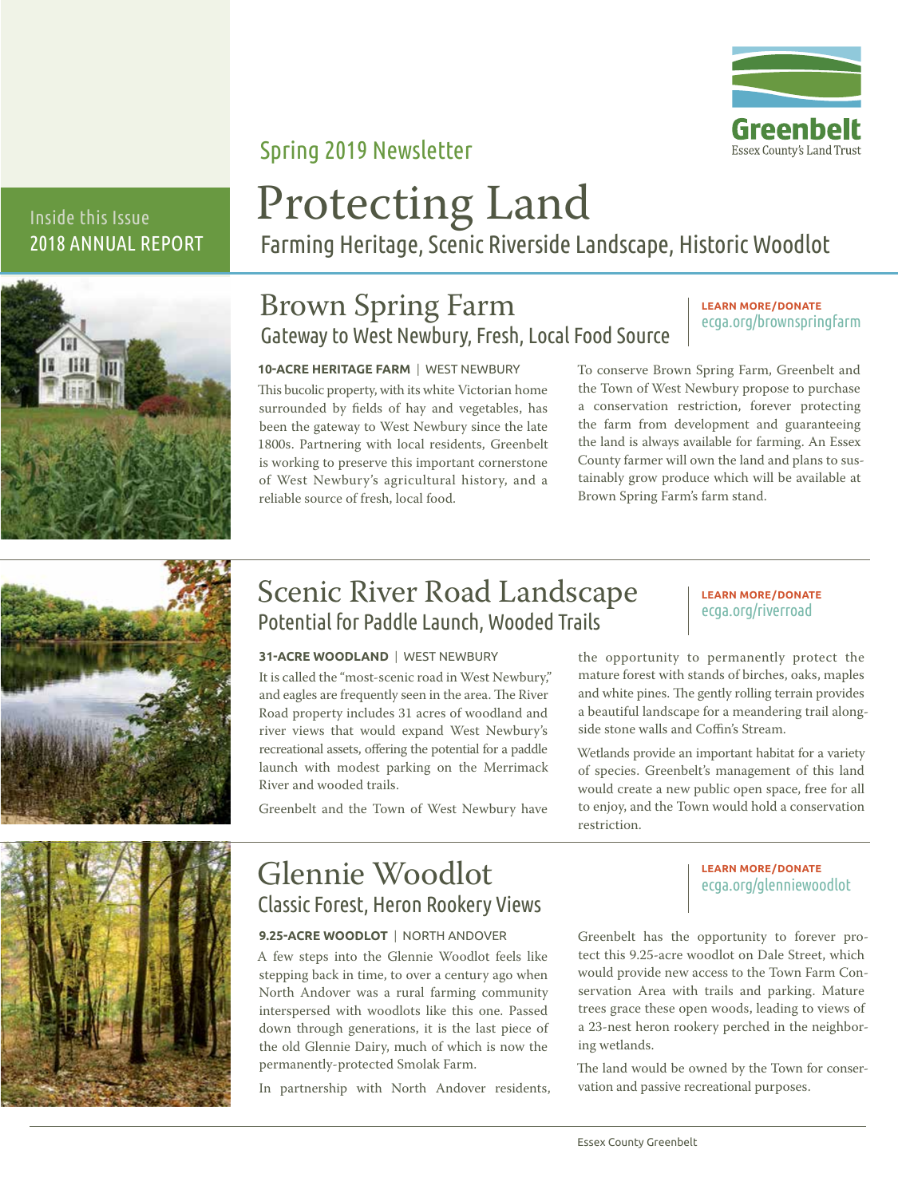Greenbelt
Essex County's Land Trust

Spring 2019 Newsletter

Inside this Issue
2018 ANNUAL REPORT

# Protecting Land

Farming Heritage, Scenic Riverside Landscape, Historic Woodlot

## Brown Spring Farm

### Gateway to West Newbury, Fresh, Local Food Source

**LEARN MORE/DONATE**
ecga.org/brownspringfarm

**10-ACRE HERITAGE FARM** | WEST NEWBURY

This bucolic property, with its white Victorian home surrounded by fields of hay and vegetables, has been the gateway to West Newbury since the late 1800s. Partnering with local residents, Greenbelt is working to preserve this important cornerstone of West Newbury's agricultural history, and a reliable source of fresh, local food.

To conserve Brown Spring Farm, Greenbelt and the Town of West Newbury propose to purchase a conservation restriction, forever protecting the farm from development and guaranteeing the land is always available for farming. An Essex County farmer will own the land and plans to sustainably grow produce which will be available at Brown Spring Farm's farm stand.

## Scenic River Road Landscape

### Potential for Paddle Launch, Wooded Trails

**LEARN MORE/DONATE**
ecga.org/riverroad

**31-ACRE WOODLAND** | WEST NEWBURY

It is called the "most-scenic road in West Newbury," and eagles are frequently seen in the area. The River Road property includes 31 acres of woodland and river views that would expand West Newbury's recreational assets, offering the potential for a paddle launch with modest parking on the Merrimack River and wooded trails.

Greenbelt and the Town of West Newbury have the opportunity to permanently protect the mature forest with stands of birches, oaks, maples and white pines. The gently rolling terrain provides a beautiful landscape for a meandering trail alongside stone walls and Coffin's Stream.

Wetlands provide an important habitat for a variety of species. Greenbelt's management of this land would create a new public open space, free for all to enjoy, and the Town would hold a conservation restriction.

## Glennie Woodlot

### Classic Forest, Heron Rookery Views

**LEARN MORE/DONATE**
ecga.org/glenniewoodlot

**9.25-ACRE WOODLOT** | NORTH ANDOVER

A few steps into the Glennie Woodlot feels like stepping back in time, to over a century ago when North Andover was a rural farming community interspersed with woodlots like this one. Passed down through generations, it is the last piece of the old Glennie Dairy, much of which is now the permanently-protected Smolak Farm.

In partnership with North Andover residents, Greenbelt has the opportunity to forever protect this 9.25-acre woodlot on Dale Street, which would provide new access to the Town Farm Conservation Area with trails and parking. Mature trees grace these open woods, leading to views of a 23-nest heron rookery perched in the neighboring wetlands.

The land would be owned by the Town for conservation and passive recreational purposes.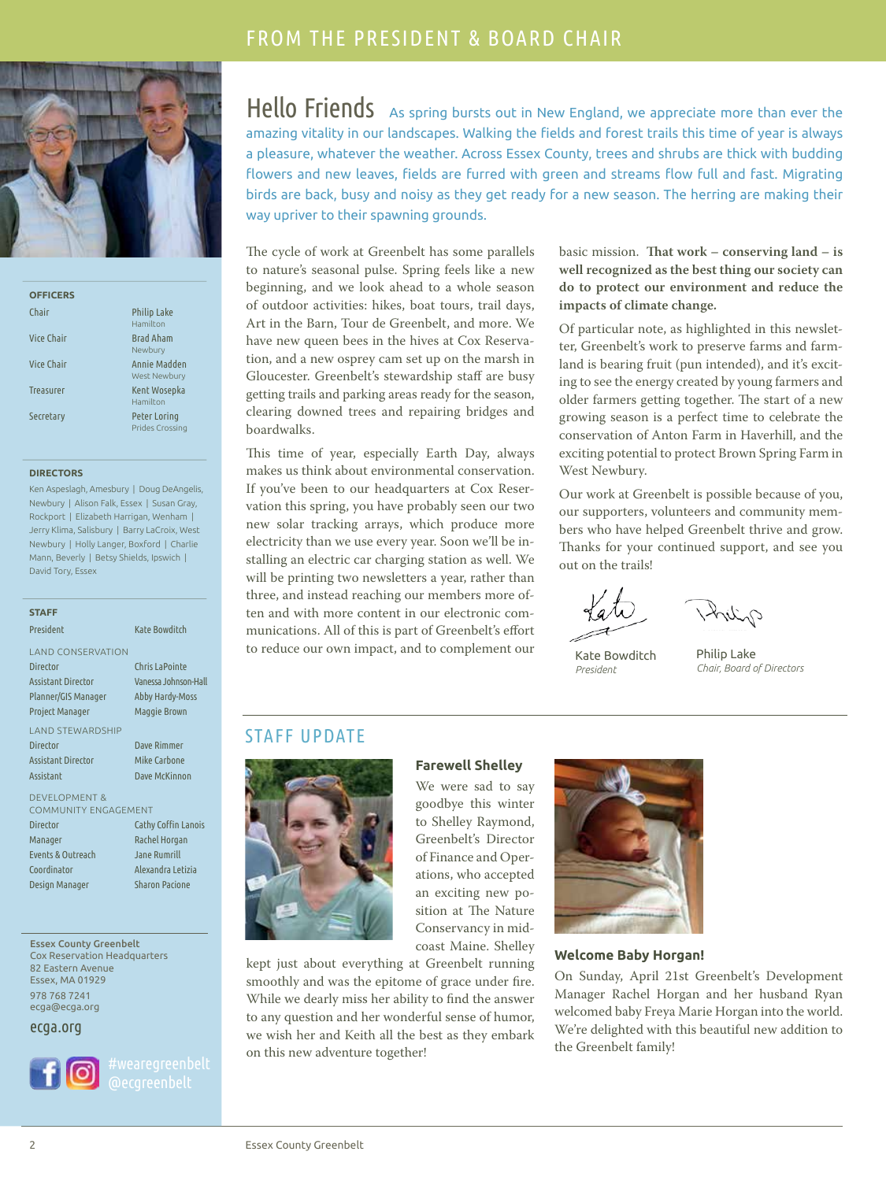## FROM THE PRESIDENT & BOARD CHAIR

# Hello Friends

As spring bursts out in New England, we appreciate more than ever the amazing vitality in our landscapes. Walking the fields and forest trails this time of year is always a pleasure, whatever the weather. Across Essex County, trees and shrubs are thick with budding flowers and new leaves, fields are furred with green and streams flow full and fast. Migrating birds are back, busy and noisy as they get ready for a new season. The herring are making their way upriver to their spawning grounds.

The cycle of work at Greenbelt has some parallels to nature's seasonal pulse. Spring feels like a new beginning, and we look ahead to a whole season of outdoor activities: hikes, boat tours, trail days, Art in the Barn, Tour de Greenbelt, and more. We have new queen bees in the hives at Cox Reservation, and a new osprey cam set up on the marsh in Gloucester. Greenbelt's stewardship staff are busy getting trails and parking areas ready for the season, clearing downed trees and repairing bridges and boardwalks.

This time of year, especially Earth Day, always makes us think about environmental conservation. If you've been to our headquarters at Cox Reservation this spring, you have probably seen our two new solar tracking arrays, which produce more electricity than we use every year. Soon we'll be installing an electric car charging station as well. We will be printing two newsletters a year, rather than three, and instead reaching our members more often and with more content in our electronic communications. All of this is part of Greenbelt's effort to reduce our own impact, and to complement our basic mission. **That work – conserving land – is well recognized as the best thing our society can do to protect our environment and reduce the impacts of climate change.**

Of particular note, as highlighted in this newsletter, Greenbelt's work to preserve farms and farmland is bearing fruit (pun intended), and it's exciting to see the energy created by young farmers and older farmers getting together. The start of a new growing season is a perfect time to celebrate the conservation of Anton Farm in Haverhill, and the exciting potential to protect Brown Spring Farm in West Newbury.

Our work at Greenbelt is possible because of you, our supporters, volunteers and community members who have helped Greenbelt thrive and grow. Thanks for your continued support, and see you out on the trails!

Kate Bowditch
*President*

Philip Lake
*Chair, Board of Directors*

## STAFF UPDATE

### Farewell Shelley

We were sad to say goodbye this winter to Shelley Raymond, Greenbelt's Director of Finance and Operations, who accepted an exciting new position at The Nature Conservancy in mid-coast Maine. Shelley kept just about everything at Greenbelt running smoothly and was the epitome of grace under fire. While we dearly miss her ability to find the answer to any question and her wonderful sense of humor, we wish her and Keith all the best as they embark on this new adventure together!

### Welcome Baby Horgan!

On Sunday, April 21st Greenbelt's Development Manager Rachel Horgan and her husband Ryan welcomed baby Freya Marie Horgan into the world. We're delighted with this beautiful new addition to the Greenbelt family!

---

**OFFICERS**

| | |
|---|---|
| Chair | Philip Lake, Hamilton |
| Vice Chair | Brad Aham, Newbury |
| Vice Chair | Annie Madden, West Newbury |
| Treasurer | Kent Wosepka, Hamilton |
| Secretary | Peter Loring, Prides Crossing |

**DIRECTORS**

Ken Aspeslagh, Amesbury | Doug DeAngelis, Newbury | Alison Falk, Essex | Susan Gray, Rockport | Elizabeth Harrigan, Wenham | Jerry Klima, Salisbury | Barry LaCroix, West Newbury | Holly Langer, Boxford | Charlie Mann, Beverly | Betsy Shields, Ipswich | David Tory, Essex

**STAFF**

| | |
|---|---|
| President | Kate Bowditch |
| **LAND CONSERVATION** | |
| Director | Chris LaPointe |
| Assistant Director | Vanessa Johnson-Hall |
| Planner/GIS Manager | Abby Hardy-Moss |
| Project Manager | Maggie Brown |
| **LAND STEWARDSHIP** | |
| Director | Dave Rimmer |
| Assistant Director | Mike Carbone |
| Assistant | Dave McKinnon |
| **DEVELOPMENT & COMMUNITY ENGAGEMENT** | |
| Director | Cathy Coffin Lanois |
| Manager | Rachel Horgan |
| Events & Outreach Coordinator | Jane Rumrill |
| Design Manager | Alexandra Letizia |
| | Sharon Pacione |

**Essex County Greenbelt**
Cox Reservation Headquarters
82 Eastern Avenue
Essex, MA 01929
978 768 7241
ecga@ecga.org

ecga.org

#wearegreenbelt
@ecgreenbelt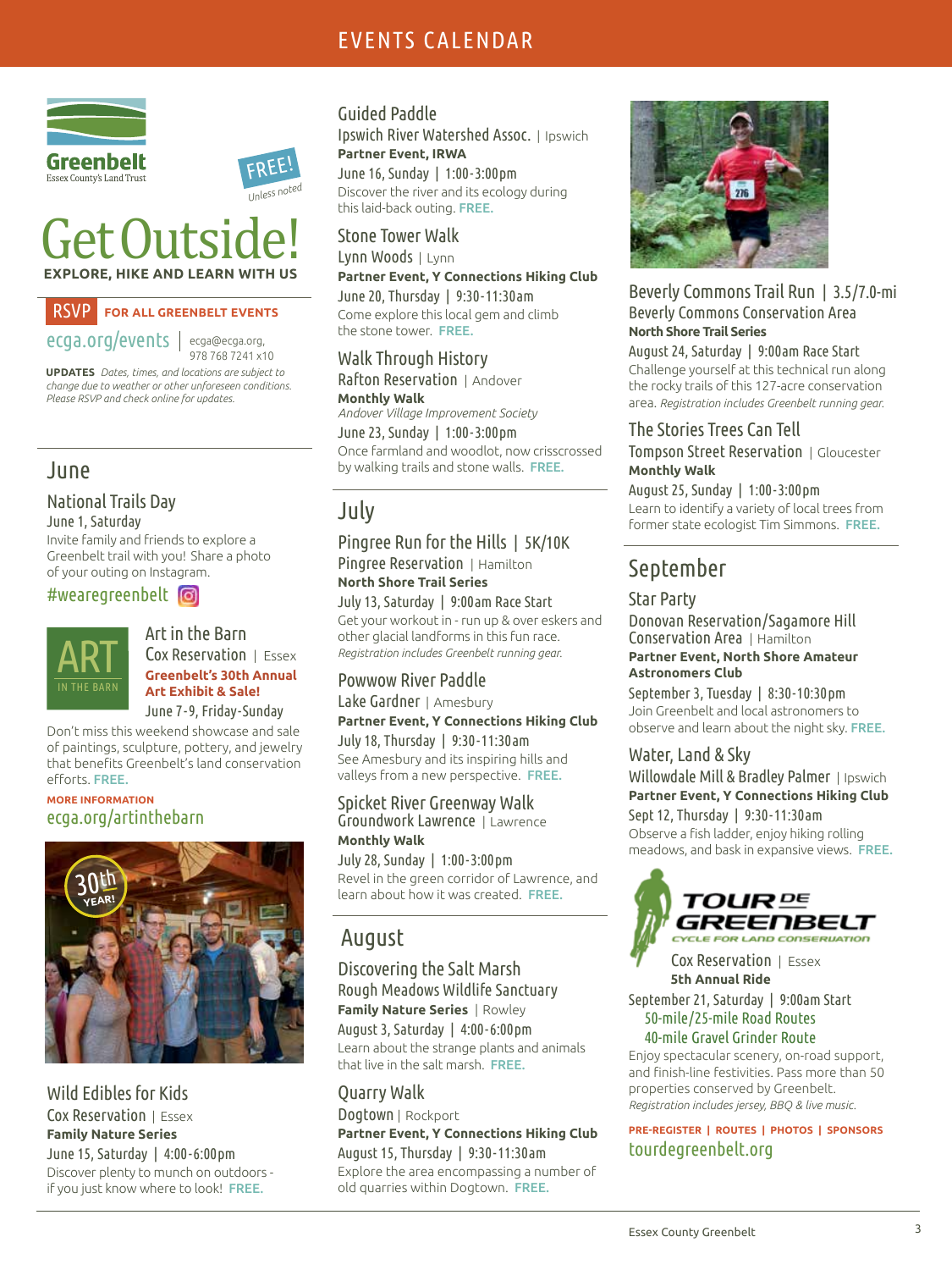# EVENTS CALENDAR

Greenbelt
Essex County's Land Trust

FREE! *Unless noted*

# Get Outside!

**EXPLORE, HIKE AND LEARN WITH US**

**RSVP FOR ALL GREENBELT EVENTS**

ecga.org/events | ecga@ecga.org, 978 768 7241 x10

**UPDATES** *Dates, times, and locations are subject to change due to weather or other unforeseen conditions. Please RSVP and check online for updates.*

## June

### National Trails Day
June 1, Saturday
Invite family and friends to explore a Greenbelt trail with you! Share a photo of your outing on Instagram.

#wearegreenbelt

### Art in the Barn
Cox Reservation | Essex
**Greenbelt's 30th Annual Art Exhibit & Sale!**
June 7-9, Friday-Sunday
Don't miss this weekend showcase and sale of paintings, sculpture, pottery, and jewelry that benefits Greenbelt's land conservation efforts. **FREE.**

**MORE INFORMATION**
ecga.org/artinthebarn

30th YEAR!

### Wild Edibles for Kids
Cox Reservation | Essex
**Family Nature Series**
June 15, Saturday | 4:00-6:00pm
Discover plenty to munch on outdoors - if you just know where to look! **FREE.**

### Guided Paddle
Ipswich River Watershed Assoc. | Ipswich
**Partner Event, IRWA**
June 16, Sunday | 1:00-3:00pm
Discover the river and its ecology during this laid-back outing. **FREE.**

### Stone Tower Walk
Lynn Woods | Lynn
**Partner Event, Y Connections Hiking Club**
June 20, Thursday | 9:30-11:30am
Come explore this local gem and climb the stone tower. **FREE.**

### Walk Through History
Rafton Reservation | Andover
**Monthly Walk**
*Andover Village Improvement Society*
June 23, Sunday | 1:00-3:00pm
Once farmland and woodlot, now crisscrossed by walking trails and stone walls. **FREE.**

## July

### Pingree Run for the Hills | 5K/10K
Pingree Reservation | Hamilton
**North Shore Trail Series**
July 13, Saturday | 9:00am Race Start
Get your workout in - run up & over eskers and other glacial landforms in this fun race.
*Registration includes Greenbelt running gear.*

### Powwow River Paddle
Lake Gardner | Amesbury
**Partner Event, Y Connections Hiking Club**
July 18, Thursday | 9:30-11:30am
See Amesbury and its inspiring hills and valleys from a new perspective. **FREE.**

### Spicket River Greenway Walk
Groundwork Lawrence | Lawrence
**Monthly Walk**
July 28, Sunday | 1:00-3:00pm
Revel in the green corridor of Lawrence, and learn about how it was created. **FREE.**

## August

### Discovering the Salt Marsh
Rough Meadows Wildlife Sanctuary
**Family Nature Series** | Rowley
August 3, Saturday | 4:00-6:00pm
Learn about the strange plants and animals that live in the salt marsh. **FREE.**

### Quarry Walk
Dogtown | Rockport
**Partner Event, Y Connections Hiking Club**
August 15, Thursday | 9:30-11:30am
Explore the area encompassing a number of old quarries within Dogtown. **FREE.**

### Beverly Commons Trail Run | 3.5/7.0-mi
Beverly Commons Conservation Area
**North Shore Trail Series**
August 24, Saturday | 9:00am Race Start
Challenge yourself at this technical run along the rocky trails of this 127-acre conservation area. *Registration includes Greenbelt running gear.*

### The Stories Trees Can Tell
Tompson Street Reservation | Gloucester
**Monthly Walk**
August 25, Sunday | 1:00-3:00pm
Learn to identify a variety of local trees from former state ecologist Tim Simmons. **FREE.**

## September

### Star Party
Donovan Reservation/Sagamore Hill Conservation Area | Hamilton
**Partner Event, North Shore Amateur Astronomers Club**
September 3, Tuesday | 8:30-10:30pm
Join Greenbelt and local astronomers to observe and learn about the night sky. **FREE.**

### Water, Land & Sky
Willowdale Mill & Bradley Palmer | Ipswich
**Partner Event, Y Connections Hiking Club**
Sept 12, Thursday | 9:30-11:30am
Observe a fish ladder, enjoy hiking rolling meadows, and bask in expansive views. **FREE.**

### Tour de Greenbelt
*Cycle for Land Conservation*
Cox Reservation | Essex
**5th Annual Ride**
September 21, Saturday | 9:00am Start
50-mile/25-mile Road Routes
40-mile Gravel Grinder Route
Enjoy spectacular scenery, on-road support, and finish-line festivities. Pass more than 50 properties conserved by Greenbelt.
*Registration includes jersey, BBQ & live music.*

**PRE-REGISTER | ROUTES | PHOTOS | SPONSORS**
tourdegreenbelt.org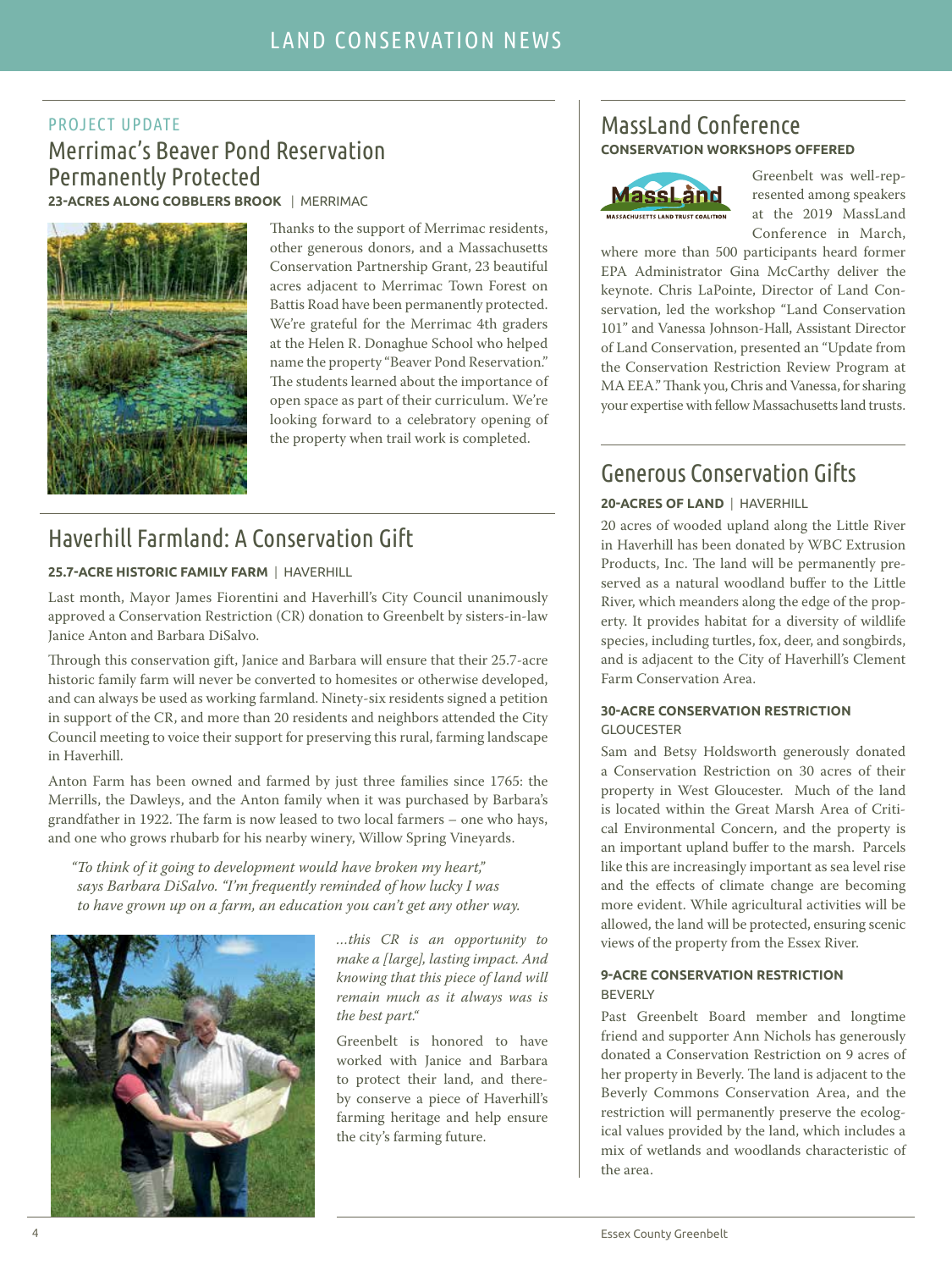PROJECT UPDATE

## Merrimac's Beaver Pond Reservation Permanently Protected

**23-ACRES ALONG COBBLERS BROOK** | MERRIMAC

Thanks to the support of Merrimac residents, other generous donors, and a Massachusetts Conservation Partnership Grant, 23 beautiful acres adjacent to Merrimac Town Forest on Battis Road have been permanently protected. We're grateful for the Merrimac 4th graders at the Helen R. Donaghue School who helped name the property "Beaver Pond Reservation." The students learned about the importance of open space as part of their curriculum. We're looking forward to a celebratory opening of the property when trail work is completed.

## Haverhill Farmland: A Conservation Gift

**25.7-ACRE HISTORIC FAMILY FARM** | HAVERHILL

Last month, Mayor James Fiorentini and Haverhill's City Council unanimously approved a Conservation Restriction (CR) donation to Greenbelt by sisters-in-law Janice Anton and Barbara DiSalvo.

Through this conservation gift, Janice and Barbara will ensure that their 25.7-acre historic family farm will never be converted to homesites or otherwise developed, and can always be used as working farmland. Ninety-six residents signed a petition in support of the CR, and more than 20 residents and neighbors attended the City Council meeting to voice their support for preserving this rural, farming landscape in Haverhill.

Anton Farm has been owned and farmed by just three families since 1765: the Merrills, the Dawleys, and the Anton family when it was purchased by Barbara's grandfather in 1922. The farm is now leased to two local farmers – one who hays, and one who grows rhubarb for his nearby winery, Willow Spring Vineyards.

*"To think of it going to development would have broken my heart," says Barbara DiSalvo. "I'm frequently reminded of how lucky I was to have grown up on a farm, an education you can't get any other way.*

*...this CR is an opportunity to make a [large], lasting impact. And knowing that this piece of land will remain much as it always was is the best part."*

Greenbelt is honored to have worked with Janice and Barbara to protect their land, and thereby conserve a piece of Haverhill's farming heritage and help ensure the city's farming future.

## MassLand Conference

**CONSERVATION WORKSHOPS OFFERED**

Greenbelt was well-represented among speakers at the 2019 MassLand Conference in March, where more than 500 participants heard former EPA Administrator Gina McCarthy deliver the keynote. Chris LaPointe, Director of Land Conservation, led the workshop "Land Conservation 101" and Vanessa Johnson-Hall, Assistant Director of Land Conservation, presented an "Update from the Conservation Restriction Review Program at MA EEA." Thank you, Chris and Vanessa, for sharing your expertise with fellow Massachusetts land trusts.

## Generous Conservation Gifts

**20-ACRES OF LAND** | HAVERHILL

20 acres of wooded upland along the Little River in Haverhill has been donated by WBC Extrusion Products, Inc. The land will be permanently preserved as a natural woodland buffer to the Little River, which meanders along the edge of the property. It provides habitat for a diversity of wildlife species, including turtles, fox, deer, and songbirds, and is adjacent to the City of Haverhill's Clement Farm Conservation Area.

**30-ACRE CONSERVATION RESTRICTION**
GLOUCESTER

Sam and Betsy Holdsworth generously donated a Conservation Restriction on 30 acres of their property in West Gloucester. Much of the land is located within the Great Marsh Area of Critical Environmental Concern, and the property is an important upland buffer to the marsh. Parcels like this are increasingly important as sea level rise and the effects of climate change are becoming more evident. While agricultural activities will be allowed, the land will be protected, ensuring scenic views of the property from the Essex River.

**9-ACRE CONSERVATION RESTRICTION**
BEVERLY

Past Greenbelt Board member and longtime friend and supporter Ann Nichols has generously donated a Conservation Restriction on 9 acres of her property in Beverly. The land is adjacent to the Beverly Commons Conservation Area, and the restriction will permanently preserve the ecological values provided by the land, which includes a mix of wetlands and woodlands characteristic of the area.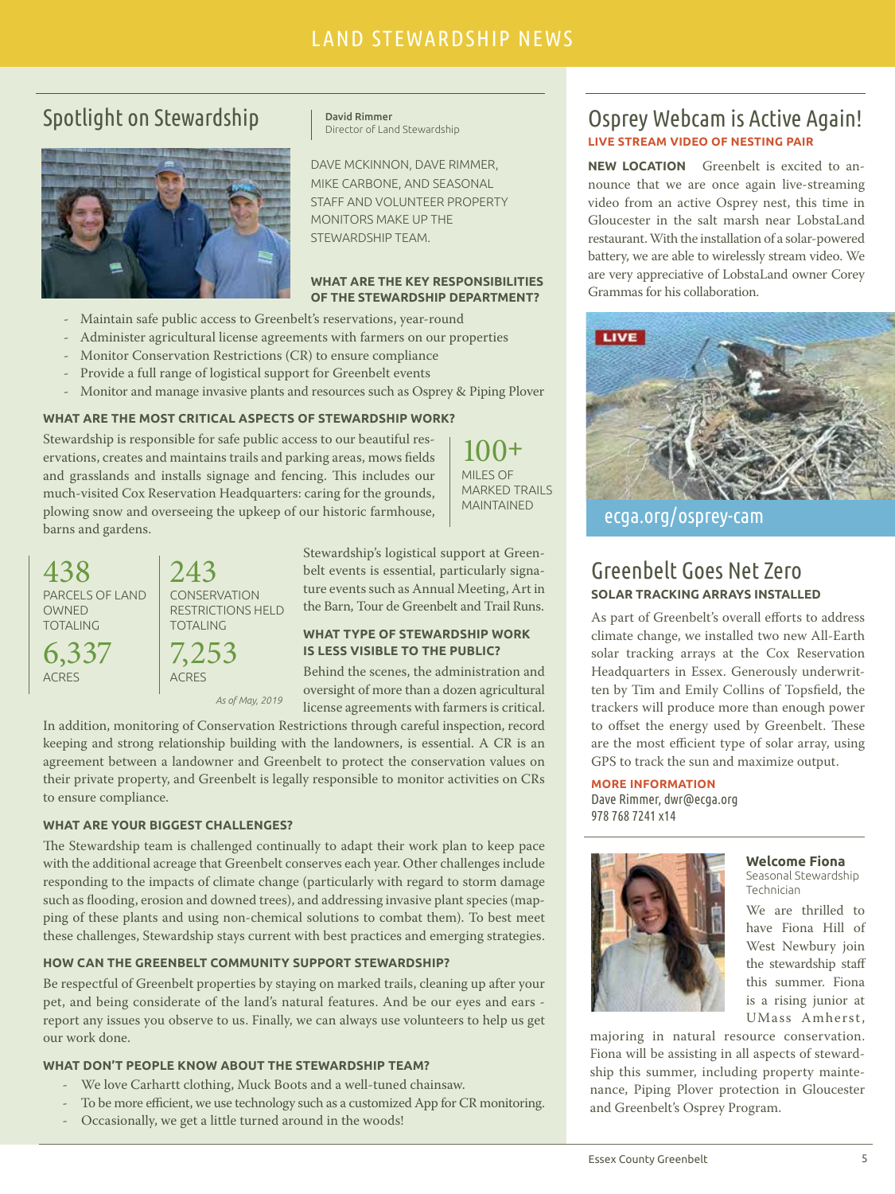# Spotlight on Stewardship

**David Rimmer**
Director of Land Stewardship

DAVE MCKINNON, DAVE RIMMER, MIKE CARBONE, AND SEASONAL STAFF AND VOLUNTEER PROPERTY MONITORS MAKE UP THE STEWARDSHIP TEAM.

#### WHAT ARE THE KEY RESPONSIBILITIES OF THE STEWARDSHIP DEPARTMENT?

- Maintain safe public access to Greenbelt's reservations, year-round
- Administer agricultural license agreements with farmers on our properties
- Monitor Conservation Restrictions (CR) to ensure compliance
- Provide a full range of logistical support for Greenbelt events
- Monitor and manage invasive plants and resources such as Osprey & Piping Plover

#### WHAT ARE THE MOST CRITICAL ASPECTS OF STEWARDSHIP WORK?

Stewardship is responsible for safe public access to our beautiful reservations, creates and maintains trails and parking areas, mows fields and grasslands and installs signage and fencing. This includes our much-visited Cox Reservation Headquarters: caring for the grounds, plowing snow and overseeing the upkeep of our historic farmhouse, barns and gardens.

**100+**
MILES OF MARKED TRAILS MAINTAINED

**438**
PARCELS OF LAND OWNED TOTALING
**6,337**
ACRES

**243**
CONSERVATION RESTRICTIONS HELD TOTALING
**7,253**
ACRES

*As of May, 2019*

Stewardship's logistical support at Greenbelt events is essential, particularly signature events such as Annual Meeting, Art in the Barn, Tour de Greenbelt and Trail Runs.

#### WHAT TYPE OF STEWARDSHIP WORK IS LESS VISIBLE TO THE PUBLIC?

Behind the scenes, the administration and oversight of more than a dozen agricultural license agreements with farmers is critical. In addition, monitoring of Conservation Restrictions through careful inspection, record keeping and strong relationship building with the landowners, is essential. A CR is an agreement between a landowner and Greenbelt to protect the conservation values on their private property, and Greenbelt is legally responsible to monitor activities on CRs to ensure compliance.

#### WHAT ARE YOUR BIGGEST CHALLENGES?

The Stewardship team is challenged continually to adapt their work plan to keep pace with the additional acreage that Greenbelt conserves each year. Other challenges include responding to the impacts of climate change (particularly with regard to storm damage such as flooding, erosion and downed trees), and addressing invasive plant species (mapping of these plants and using non-chemical solutions to combat them). To best meet these challenges, Stewardship stays current with best practices and emerging strategies.

#### HOW CAN THE GREENBELT COMMUNITY SUPPORT STEWARDSHIP?

Be respectful of Greenbelt properties by staying on marked trails, cleaning up after your pet, and being considerate of the land's natural features. And be our eyes and ears - report any issues you observe to us. Finally, we can always use volunteers to help us get our work done.

#### WHAT DON'T PEOPLE KNOW ABOUT THE STEWARDSHIP TEAM?

- We love Carhartt clothing, Muck Boots and a well-tuned chainsaw.
- To be more efficient, we use technology such as a customized App for CR monitoring.
- Occasionally, we get a little turned around in the woods!

# Osprey Webcam is Active Again!

**LIVE STREAM VIDEO OF NESTING PAIR**

**NEW LOCATION** Greenbelt is excited to announce that we are once again live-streaming video from an active Osprey nest, this time in Gloucester in the salt marsh near LobstaLand restaurant. With the installation of a solar-powered battery, we are able to wirelessly stream video. We are very appreciative of LobstaLand owner Corey Grammas for his collaboration.

ecga.org/osprey-cam

# Greenbelt Goes Net Zero

**SOLAR TRACKING ARRAYS INSTALLED**

As part of Greenbelt's overall efforts to address climate change, we installed two new All-Earth solar tracking arrays at the Cox Reservation Headquarters in Essex. Generously underwritten by Tim and Emily Collins of Topsfield, the trackers will produce more than enough power to offset the energy used by Greenbelt. These are the most efficient type of solar array, using GPS to track the sun and maximize output.

**MORE INFORMATION**
Dave Rimmer, dwr@ecga.org
978 768 7241 x14

### Welcome Fiona

Seasonal Stewardship Technician

We are thrilled to have Fiona Hill of West Newbury join the stewardship staff this summer. Fiona is a rising junior at UMass Amherst, majoring in natural resource conservation. Fiona will be assisting in all aspects of stewardship this summer, including property maintenance, Piping Plover protection in Gloucester and Greenbelt's Osprey Program.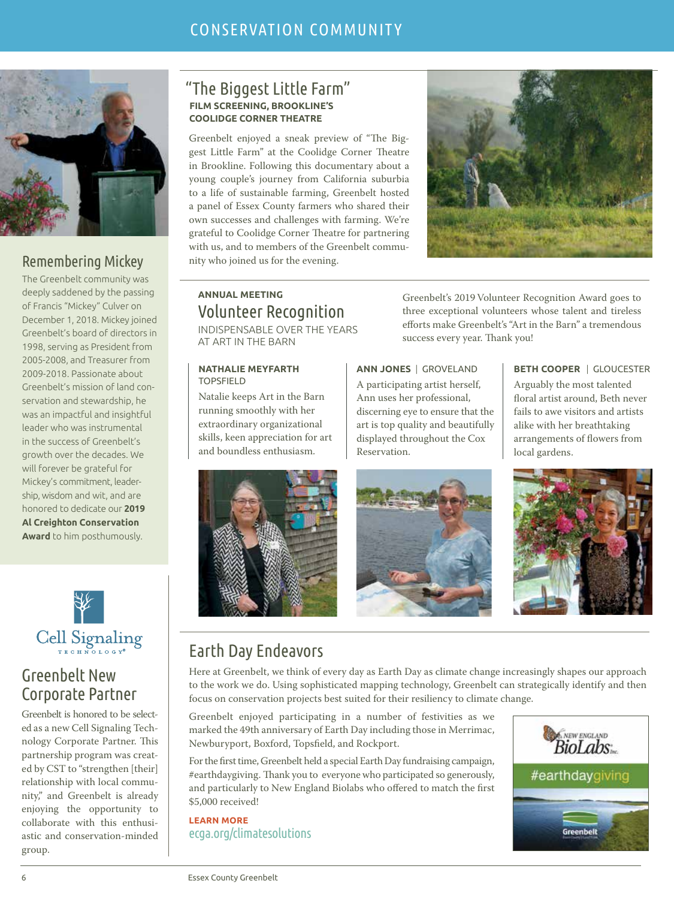# CONSERVATION COMMUNITY

## Remembering Mickey

The Greenbelt community was deeply saddened by the passing of Francis "Mickey" Culver on December 1, 2018. Mickey joined Greenbelt's board of directors in 1998, serving as President from 2005-2008, and Treasurer from 2009-2018. Passionate about Greenbelt's mission of land conservation and stewardship, he was an impactful and insightful leader who was instrumental in the success of Greenbelt's growth over the decades. We will forever be grateful for Mickey's commitment, leadership, wisdom and wit, and are honored to dedicate our **2019 Al Creighton Conservation Award** to him posthumously.

## Greenbelt New Corporate Partner

Greenbelt is honored to be selected as a new Cell Signaling Technology Corporate Partner. This partnership program was created by CST to "strengthen [their] relationship with local community," and Greenbelt is already enjoying the opportunity to collaborate with this enthusiastic and conservation-minded group.

## "The Biggest Little Farm"

**FILM SCREENING, BROOKLINE'S COOLIDGE CORNER THEATRE**

Greenbelt enjoyed a sneak preview of "The Biggest Little Farm" at the Coolidge Corner Theatre in Brookline. Following this documentary about a young couple's journey from California suburbia to a life of sustainable farming, Greenbelt hosted a panel of Essex County farmers who shared their own successes and challenges with farming. We're grateful to Coolidge Corner Theatre for partnering with us, and to members of the Greenbelt community who joined us for the evening.

**ANNUAL MEETING**

## Volunteer Recognition

INDISPENSABLE OVER THE YEARS AT ART IN THE BARN

Greenbelt's 2019 Volunteer Recognition Award goes to three exceptional volunteers whose talent and tireless efforts make Greenbelt's "Art in the Barn" a tremendous success every year. Thank you!

**NATHALIE MEYFARTH**
TOPSFIELD

Natalie keeps Art in the Barn running smoothly with her extraordinary organizational skills, keen appreciation for art and boundless enthusiasm.

**ANN JONES** | GROVELAND

A participating artist herself, Ann uses her professional, discerning eye to ensure that the art is top quality and beautifully displayed throughout the Cox Reservation.

**BETH COOPER** | GLOUCESTER

Arguably the most talented floral artist around, Beth never fails to awe visitors and artists alike with her breathtaking arrangements of flowers from local gardens.

## Earth Day Endeavors

Here at Greenbelt, we think of every day as Earth Day as climate change increasingly shapes our approach to the work we do. Using sophisticated mapping technology, Greenbelt can strategically identify and then focus on conservation projects best suited for their resiliency to climate change.

Greenbelt enjoyed participating in a number of festivities as we marked the 49th anniversary of Earth Day including those in Merrimac, Newburyport, Boxford, Topsfield, and Rockport.

For the first time, Greenbelt held a special Earth Day fundraising campaign, #earthdaygiving. Thank you to everyone who participated so generously, and particularly to New England Biolabs who offered to match the first $5,000 received!

**LEARN MORE**
ecga.org/climatesolutions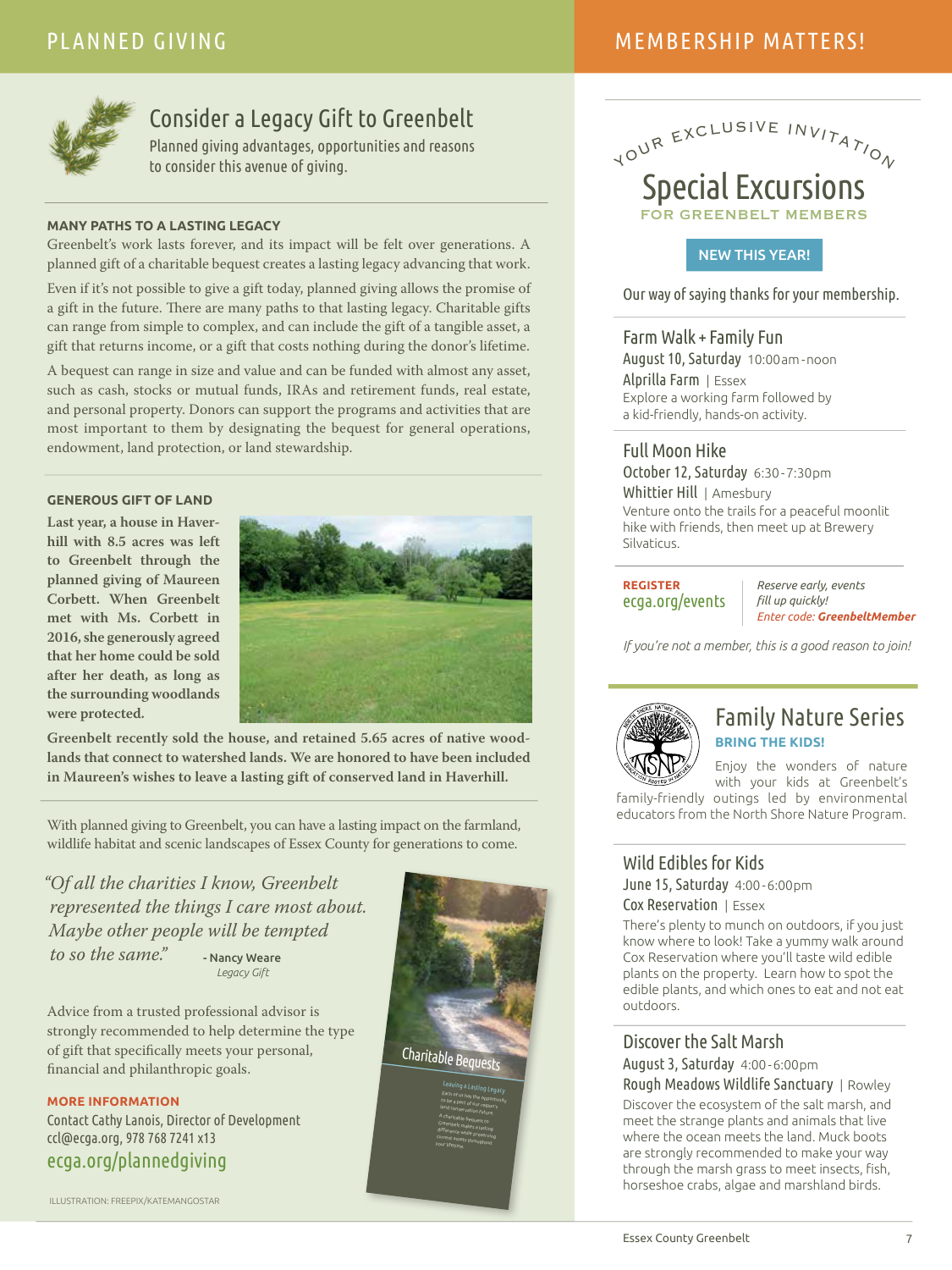## PLANNED GIVING

# Consider a Legacy Gift to Greenbelt

Planned giving advantages, opportunities and reasons to consider this avenue of giving.

### MANY PATHS TO A LASTING LEGACY

Greenbelt's work lasts forever, and its impact will be felt over generations. A planned gift of a charitable bequest creates a lasting legacy advancing that work.

Even if it's not possible to give a gift today, planned giving allows the promise of a gift in the future. There are many paths to that lasting legacy. Charitable gifts can range from simple to complex, and can include the gift of a tangible asset, a gift that returns income, or a gift that costs nothing during the donor's lifetime.

A bequest can range in size and value and can be funded with almost any asset, such as cash, stocks or mutual funds, IRAs and retirement funds, real estate, and personal property. Donors can support the programs and activities that are most important to them by designating the bequest for general operations, endowment, land protection, or land stewardship.

### GENEROUS GIFT OF LAND

**Last year, a house in Haverhill with 8.5 acres was left to Greenbelt through the planned giving of Maureen Corbett. When Greenbelt met with Ms. Corbett in 2016, she generously agreed that her home could be sold after her death, as long as the surrounding woodlands were protected.**

**Greenbelt recently sold the house, and retained 5.65 acres of native woodlands that connect to watershed lands. We are honored to have been included in Maureen's wishes to leave a lasting gift of conserved land in Haverhill.**

With planned giving to Greenbelt, you can have a lasting impact on the farmland, wildlife habitat and scenic landscapes of Essex County for generations to come.

*"Of all the charities I know, Greenbelt represented the things I care most about. Maybe other people will be tempted to so the same."*

**- Nancy Weare**
*Legacy Gift*

Advice from a trusted professional advisor is strongly recommended to help determine the type of gift that specifically meets your personal, financial and philanthropic goals.

**MORE INFORMATION**
Contact Cathy Lanois, Director of Development
ccl@ecga.org, 978 768 7241 x13
ecga.org/plannedgiving

Charitable Bequests

ILLUSTRATION: FREEPIX/KATEMANGOSTAR

## MEMBERSHIP MATTERS!

YOUR EXCLUSIVE INVITATION

# Special Excursions

**FOR GREENBELT MEMBERS**

**NEW THIS YEAR!**

Our way of saying thanks for your membership.

### Farm Walk + Family Fun

August 10, Saturday 10:00am-noon
Alprilla Farm | Essex
Explore a working farm followed by a kid-friendly, hands-on activity.

### Full Moon Hike

October 12, Saturday 6:30-7:30pm
Whittier Hill | Amesbury
Venture onto the trails for a peaceful moonlit hike with friends, then meet up at Brewery Silvaticus.

**REGISTER**
ecga.org/events

*Reserve early, events fill up quickly!*
*Enter code:* ***GreenbeltMember***

*If you're not a member, this is a good reason to join!*

# Family Nature Series

**BRING THE KIDS!**

Enjoy the wonders of nature with your kids at Greenbelt's family-friendly outings led by environmental educators from the North Shore Nature Program.

### Wild Edibles for Kids

June 15, Saturday 4:00-6:00pm
Cox Reservation | Essex
There's plenty to munch on outdoors, if you just know where to look! Take a yummy walk around Cox Reservation where you'll taste wild edible plants on the property. Learn how to spot the edible plants, and which ones to eat and not eat outdoors.

### Discover the Salt Marsh

August 3, Saturday 4:00-6:00pm
Rough Meadows Wildlife Sanctuary | Rowley
Discover the ecosystem of the salt marsh, and meet the strange plants and animals that live where the ocean meets the land. Muck boots are strongly recommended to make your way through the marsh grass to meet insects, fish, horseshoe crabs, algae and marshland birds.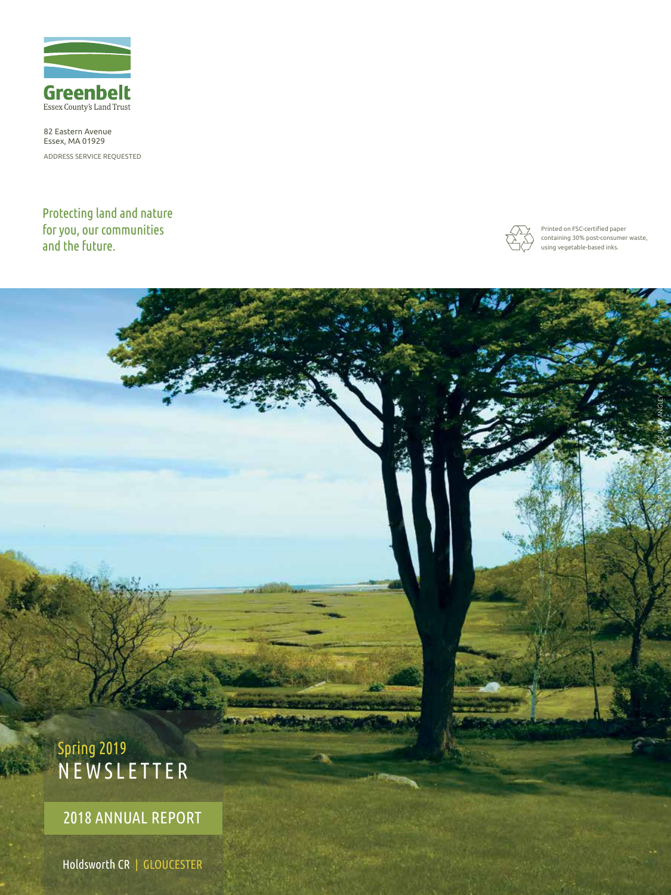Greenbelt

Essex County's Land Trust

82 Eastern Avenue
Essex, MA 01929

ADDRESS SERVICE REQUESTED

Protecting land and nature for you, our communities and the future.

Printed on FSC-certified paper containing 30% post-consumer waste, using vegetable-based inks.

PHOTO COURTESY OF JULIA LANGLEY

Spring 2019

# NEWSLETTER

## 2018 ANNUAL REPORT

Holdsworth CR | GLOUCESTER